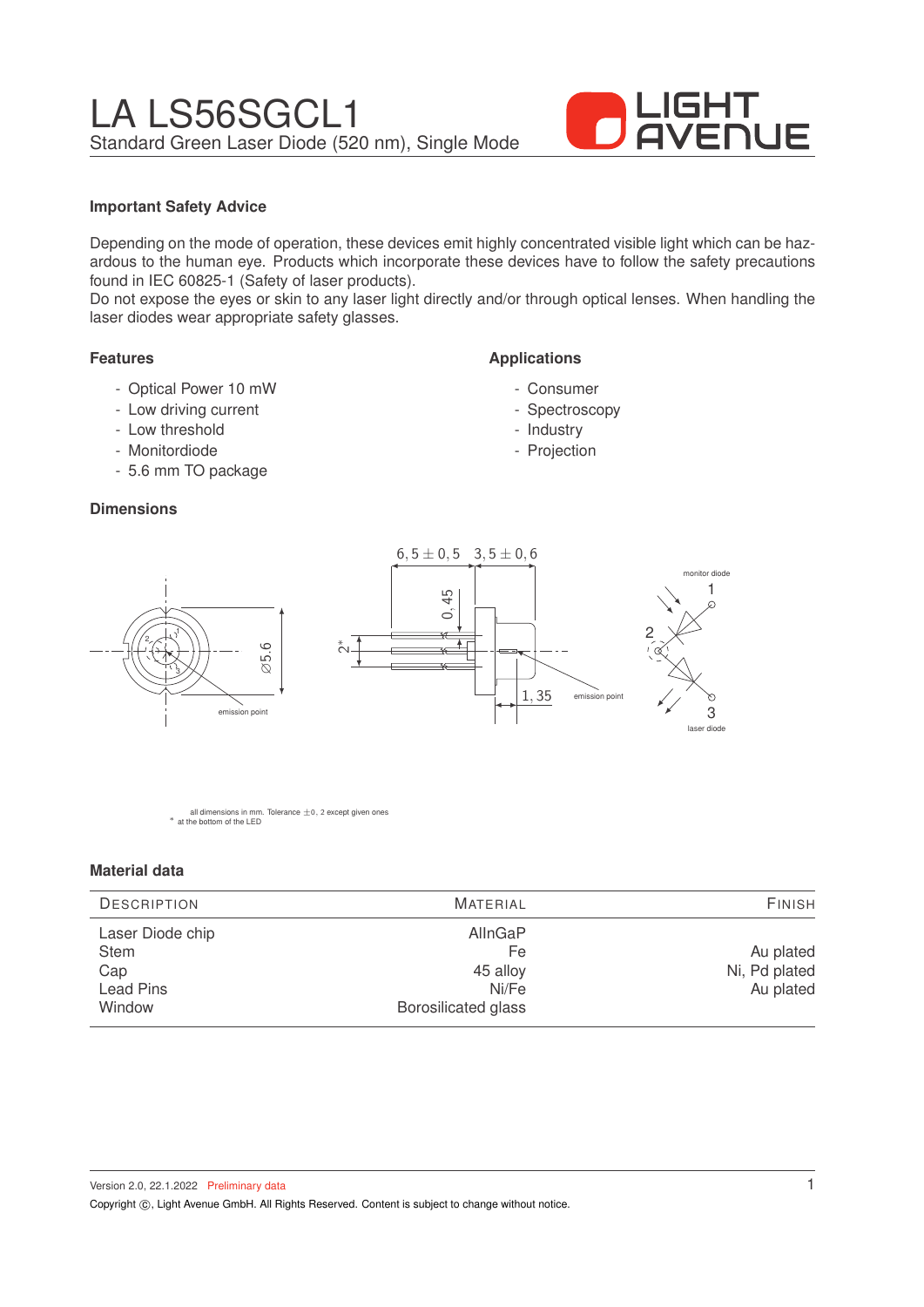# LA LS56SGCL1

Standard Green Laser Diode (520 nm), Single Mode

### Important Safety Advice

Depending on the mode of operation, these devices emit highly concentrated visible light which can be hazardous to the human eye. Products which incorporate these devices have to follow the safety precautions found in IEC 60825-1 (Safety of laser products).
Do not expose the eyes or skin to any laser light directly and/or through optical lenses. When handling the laser diodes wear appropriate safety glasses.

### Features

- Optical Power 10 mW
- Low driving current
- Low threshold
- Monitordiode
- 5.6 mm TO package

### Applications

- Consumer
- Spectroscopy
- Industry
- Projection

### Dimensions

6,5 ± 0,5   3,5 ± 0,6   0,45   2*   Ø5.6   1,35

emission point   emission point

monitor diode 1   2   3 laser diode

all dimensions in mm. Tolerance ±0,2 except given ones
\* at the bottom of the LED

### Material data

| Description | Material | Finish |
|---|---|---|
| Laser Diode chip | AlInGaP | |
| Stem | Fe | Au plated |
| Cap | 45 alloy | Ni, Pd plated |
| Lead Pins | Ni/Fe | Au plated |
| Window | Borosilicated glass | |

Version 2.0, 22.1.2022 Preliminary data

Copyright ©, Light Avenue GmbH. All Rights Reserved. Content is subject to change without notice.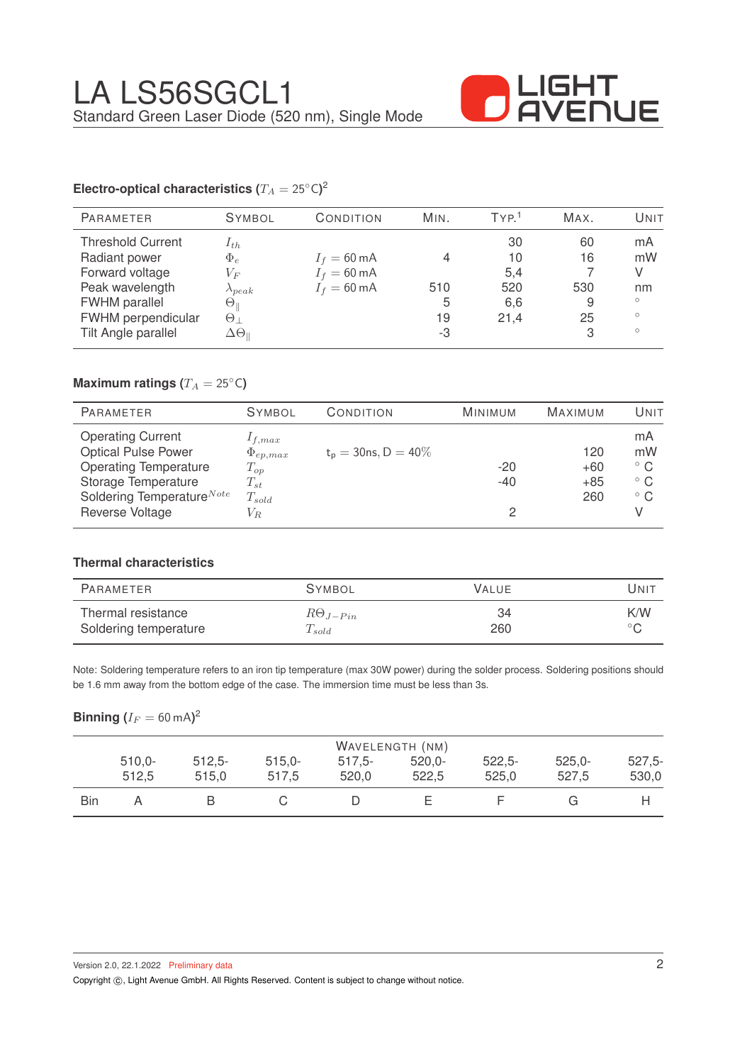# LA LS56SGCL1

Standard Green Laser Diode (520 nm), Single Mode

### Electro-optical characteristics ($T_A = 25°C$)[2]

| Parameter | Symbol | Condition | Min. | Typ.[1] | Max. | Unit |
|---|---|---|---|---|---|---|
| Threshold Current | $I_{th}$ | | | 30 | 60 | mA |
| Radiant power | $\Phi_e$ | $I_f = 60\,mA$ | 4 | 10 | 16 | mW |
| Forward voltage | $V_F$ | $I_f = 60\,mA$ | | 5,4 | 7 | V |
| Peak wavelength | $\lambda_{peak}$ | $I_f = 60\,mA$ | 510 | 520 | 530 | nm |
| FWHM parallel | $\Theta_{\parallel}$ | | 5 | 6,6 | 9 | ° |
| FWHM perpendicular | $\Theta_{\perp}$ | | 19 | 21,4 | 25 | ° |
| Tilt Angle parallel | $\Delta\Theta_{\parallel}$ | | -3 | | 3 | ° |

### Maximum ratings ($T_A = 25°C$)

| Parameter | Symbol | Condition | Minimum | Maximum | Unit |
|---|---|---|---|---|---|
| Operating Current | $I_{f,max}$ | | | | mA |
| Optical Pulse Power | $\Phi_{ep,max}$ | $t_p = 30ns, D = 40\%$ | | 120 | mW |
| Operating Temperature | $T_{op}$ | | -20 | +60 | ° C |
| Storage Temperature | $T_{st}$ | | -40 | +85 | ° C |
| Soldering Temperature[Note] | $T_{sold}$ | | | 260 | ° C |
| Reverse Voltage | $V_R$ | | 2 | | V |

### Thermal characteristics

| Parameter | Symbol | Value | Unit |
|---|---|---|---|
| Thermal resistance | $R\Theta_{J-Pin}$ | 34 | K/W |
| Soldering temperature | $T_{sold}$ | 260 | °C |

Note: Soldering temperature refers to an iron tip temperature (max 30W power) during the solder process. Soldering positions should be 1.6 mm away from the bottom edge of the case. The immersion time must be less than 3s.

### Binning ($I_F = 60\,mA$)[2]

| | Wavelength (nm) | | | | | | | |
|---|---|---|---|---|---|---|---|---|
| | 510,0-512,5 | 512,5-515,0 | 515,0-517,5 | 517,5-520,0 | 520,0-522,5 | 522,5-525,0 | 525,0-527,5 | 527,5-530,0 |
| Bin | A | B | C | D | E | F | G | H |

Version 2.0, 22.1.2022 Preliminary data

Copyright ©, Light Avenue GmbH. All Rights Reserved. Content is subject to change without notice.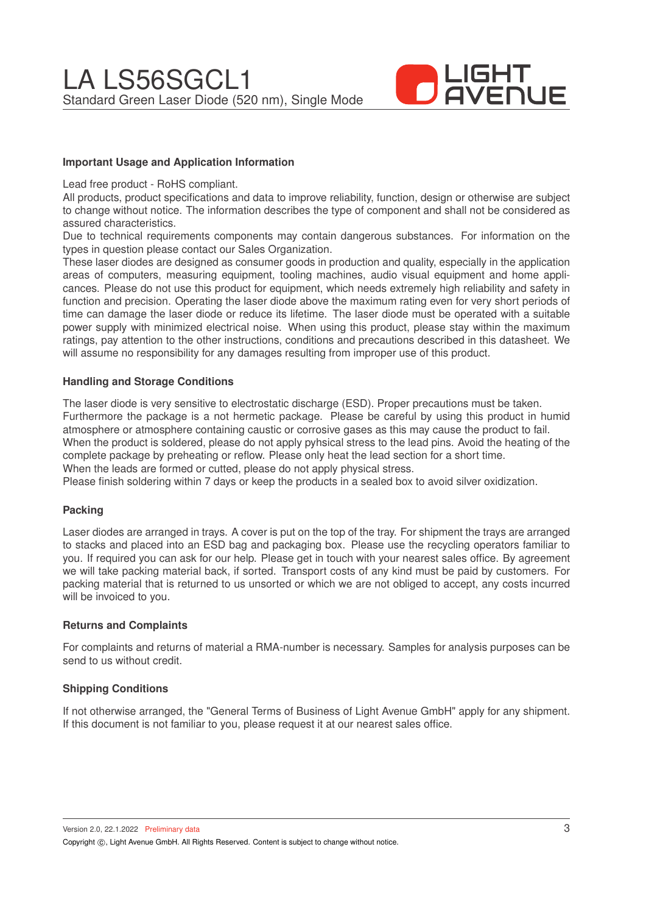### Important Usage and Application Information

Lead free product - RoHS compliant.
All products, product specifications and data to improve reliability, function, design or otherwise are subject to change without notice. The information describes the type of component and shall not be considered as assured characteristics.
Due to technical requirements components may contain dangerous substances. For information on the types in question please contact our Sales Organization.
These laser diodes are designed as consumer goods in production and quality, especially in the application areas of computers, measuring equipment, tooling machines, audio visual equipment and home applicances. Please do not use this product for equipment, which needs extremely high reliability and safety in function and precision. Operating the laser diode above the maximum rating even for very short periods of time can damage the laser diode or reduce its lifetime. The laser diode must be operated with a suitable power supply with minimized electrical noise. When using this product, please stay within the maximum ratings, pay attention to the other instructions, conditions and precautions described in this datasheet. We will assume no responsibility for any damages resulting from improper use of this product.

### Handling and Storage Conditions

The laser diode is very sensitive to electrostatic discharge (ESD). Proper precautions must be taken.
Furthermore the package is a not hermetic package. Please be careful by using this product in humid atmosphere or atmosphere containing caustic or corrosive gases as this may cause the product to fail.
When the product is soldered, please do not apply pyhsical stress to the lead pins. Avoid the heating of the complete package by preheating or reflow. Please only heat the lead section for a short time.
When the leads are formed or cutted, please do not apply physical stress.
Please finish soldering within 7 days or keep the products in a sealed box to avoid silver oxidization.

### Packing

Laser diodes are arranged in trays. A cover is put on the top of the tray. For shipment the trays are arranged to stacks and placed into an ESD bag and packaging box. Please use the recycling operators familiar to you. If required you can ask for our help. Please get in touch with your nearest sales office. By agreement we will take packing material back, if sorted. Transport costs of any kind must be paid by customers. For packing material that is returned to us unsorted or which we are not obliged to accept, any costs incurred will be invoiced to you.

### Returns and Complaints

For complaints and returns of material a RMA-number is necessary. Samples for analysis purposes can be send to us without credit.

### Shipping Conditions

If not otherwise arranged, the "General Terms of Business of Light Avenue GmbH" apply for any shipment. If this document is not familiar to you, please request it at our nearest sales office.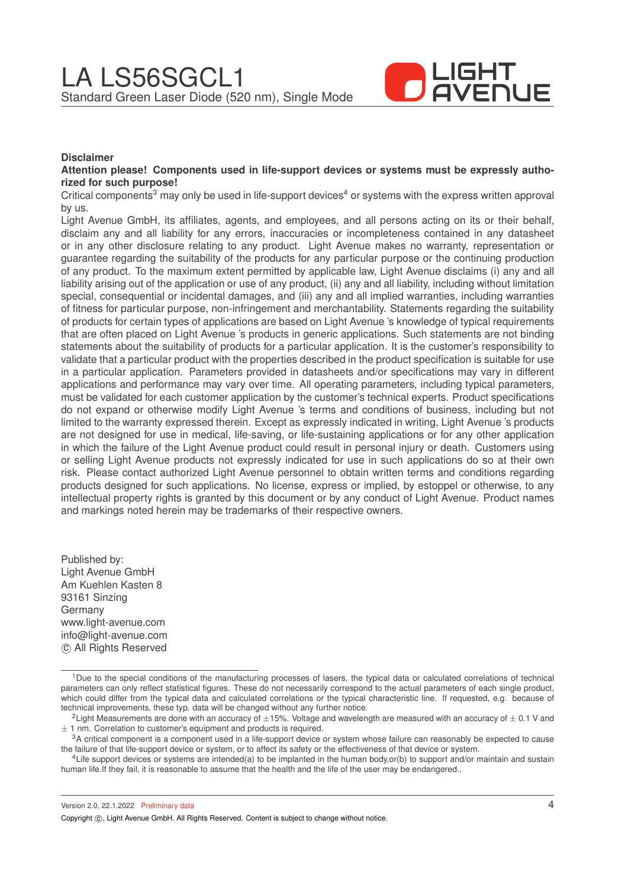**Disclaimer**

**Attention please! Components used in life-support devices or systems must be expressly authorized for such purpose!**

Critical components[3] may only be used in life-support devices[4] or systems with the express written approval by us.

Light Avenue GmbH, its affiliates, agents, and employees, and all persons acting on its or their behalf, disclaim any and all liability for any errors, inaccuracies or incompleteness contained in any datasheet or in any other disclosure relating to any product. Light Avenue makes no warranty, representation or guarantee regarding the suitability of the products for any particular purpose or the continuing production of any product. To the maximum extent permitted by applicable law, Light Avenue disclaims (i) any and all liability arising out of the application or use of any product, (ii) any and all liability, including without limitation special, consequential or incidental damages, and (iii) any and all implied warranties, including warranties of fitness for particular purpose, non-infringement and merchantability. Statements regarding the suitability of products for certain types of applications are based on Light Avenue 's knowledge of typical requirements that are often placed on Light Avenue 's products in generic applications. Such statements are not binding statements about the suitability of products for a particular application. It is the customer's responsibility to validate that a particular product with the properties described in the product specification is suitable for use in a particular application. Parameters provided in datasheets and/or specifications may vary in different applications and performance may vary over time. All operating parameters, including typical parameters, must be validated for each customer application by the customer's technical experts. Product specifications do not expand or otherwise modify Light Avenue 's terms and conditions of business, including but not limited to the warranty expressed therein. Except as expressly indicated in writing, Light Avenue 's products are not designed for use in medical, life-saving, or life-sustaining applications or for any other application in which the failure of the Light Avenue product could result in personal injury or death. Customers using or selling Light Avenue products not expressly indicated for use in such applications do so at their own risk. Please contact authorized Light Avenue personnel to obtain written terms and conditions regarding products designed for such applications. No license, express or implied, by estoppel or otherwise, to any intellectual property rights is granted by this document or by any conduct of Light Avenue. Product names and markings noted herein may be trademarks of their respective owners.

Published by:
Light Avenue GmbH
Am Kuehlen Kasten 8
93161 Sinzing
Germany
www.light-avenue.com
info@light-avenue.com
© All Rights Reserved

---

[1] Due to the special conditions of the manufacturing processes of lasers, the typical data or calculated correlations of technical parameters can only reflect statistical figures. These do not necessarily correspond to the actual parameters of each single product, which could differ from the typical data and calculated correlations or the typical characteristic line. If requested, e.g. because of technical improvements, these typ. data will be changed without any further notice.

[2] Light Measurements are done with an accuracy of $\pm$15%. Voltage and wavelength are measured with an accuracy of $\pm$ 0.1 V and $\pm$ 1 nm. Correlation to customer's equipment and products is required.

[3] A critical component is a component used in a life-support device or system whose failure can reasonably be expected to cause the failure of that life-support device or system, or to affect its safety or the effectiveness of that device or system.

[4] Life support devices or systems are intended(a) to be implanted in the human body,or(b) to support and/or maintain and sustain human life.If they fail, it is reasonable to assume that the health and the life of the user may be endangered..

Version 2.0, 22.1.2022 Preliminary data

Copyright ©, Light Avenue GmbH. All Rights Reserved. Content is subject to change without notice.